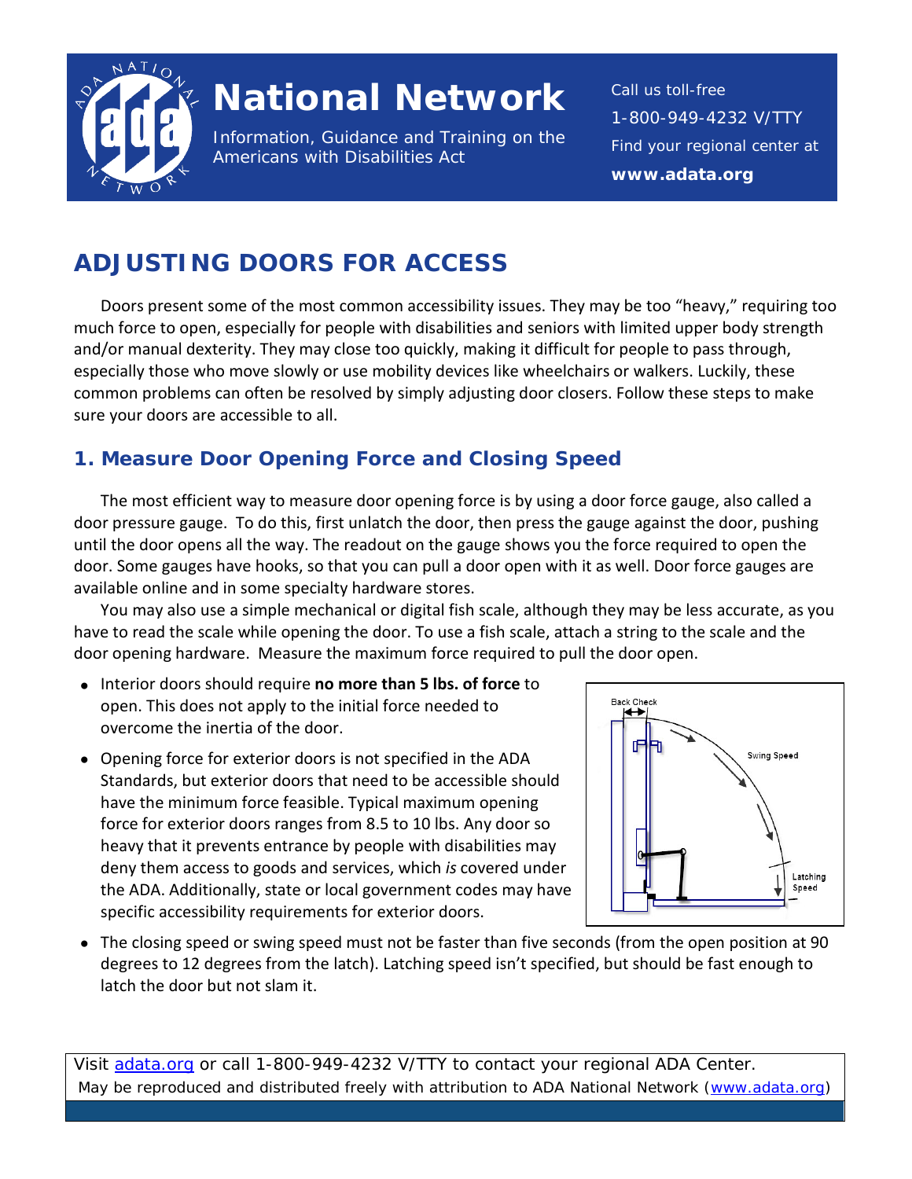# National Network

Information, Guidance and Training on the Americans with Disabilities Act

Call us toll-free
1-800-949-4232 V/TTY
Find your regional center at
**www.adata.org**

## ADJUSTING DOORS FOR ACCESS

Doors present some of the most common accessibility issues. They may be too "heavy," requiring too much force to open, especially for people with disabilities and seniors with limited upper body strength and/or manual dexterity. They may close too quickly, making it difficult for people to pass through, especially those who move slowly or use mobility devices like wheelchairs or walkers. Luckily, these common problems can often be resolved by simply adjusting door closers. Follow these steps to make sure your doors are accessible to all.

### 1. Measure Door Opening Force and Closing Speed

The most efficient way to measure door opening force is by using a door force gauge, also called a door pressure gauge. To do this, first unlatch the door, then press the gauge against the door, pushing until the door opens all the way. The readout on the gauge shows you the force required to open the door. Some gauges have hooks, so that you can pull a door open with it as well. Door force gauges are available online and in some specialty hardware stores.

You may also use a simple mechanical or digital fish scale, although they may be less accurate, as you have to read the scale while opening the door. To use a fish scale, attach a string to the scale and the door opening hardware. Measure the maximum force required to pull the door open.

- Interior doors should require **no more than 5 lbs. of force** to open. This does not apply to the initial force needed to overcome the inertia of the door.
- Opening force for exterior doors is not specified in the ADA Standards, but exterior doors that need to be accessible should have the minimum force feasible. Typical maximum opening force for exterior doors ranges from 8.5 to 10 lbs. Any door so heavy that it prevents entrance by people with disabilities may deny them access to goods and services, which *is* covered under the ADA. Additionally, state or local government codes may have specific accessibility requirements for exterior doors.
- The closing speed or swing speed must not be faster than five seconds (from the open position at 90 degrees to 12 degrees from the latch). Latching speed isn't specified, but should be fast enough to latch the door but not slam it.

Visit adata.org or call 1-800-949-4232 V/TTY to contact your regional ADA Center.
May be reproduced and distributed freely with attribution to ADA National Network (www.adata.org)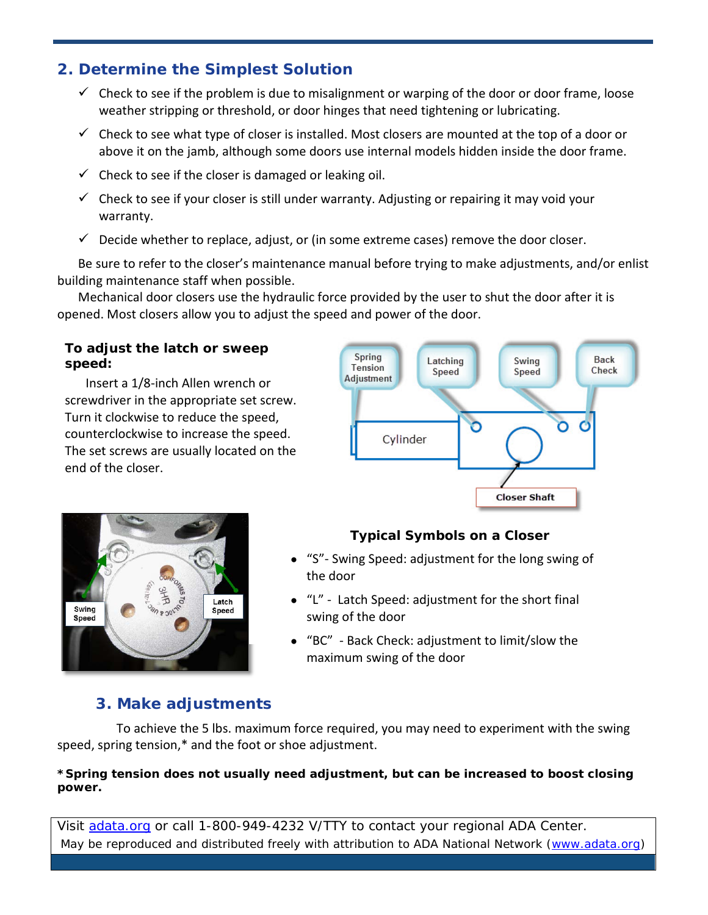## 2. Determine the Simplest Solution

- ✓ Check to see if the problem is due to misalignment or warping of the door or door frame, loose weather stripping or threshold, or door hinges that need tightening or lubricating.
- ✓ Check to see what type of closer is installed. Most closers are mounted at the top of a door or above it on the jamb, although some doors use internal models hidden inside the door frame.
- ✓ Check to see if the closer is damaged or leaking oil.
- ✓ Check to see if your closer is still under warranty. Adjusting or repairing it may void your warranty.
- ✓ Decide whether to replace, adjust, or (in some extreme cases) remove the door closer.

Be sure to refer to the closer's maintenance manual before trying to make adjustments, and/or enlist building maintenance staff when possible.

Mechanical door closers use the hydraulic force provided by the user to shut the door after it is opened. Most closers allow you to adjust the speed and power of the door.

### To adjust the latch or sweep speed:

Insert a 1/8-inch Allen wrench or screwdriver in the appropriate set screw. Turn it clockwise to reduce the speed, counterclockwise to increase the speed. The set screws are usually located on the end of the closer.

Spring Tension Adjustment
Latching Speed
Swing Speed
Back Check
Cylinder
Closer Shaft

Swing Speed
Latch Speed

### Typical Symbols on a Closer

- "S"- Swing Speed: adjustment for the long swing of the door
- "L" - Latch Speed: adjustment for the short final swing of the door
- "BC" - Back Check: adjustment to limit/slow the maximum swing of the door

## 3. Make adjustments

To achieve the 5 lbs. maximum force required, you may need to experiment with the swing speed, spring tension,* and the foot or shoe adjustment.

***Spring tension does not usually need adjustment, but can be increased to boost closing power.**

Visit adata.org or call 1-800-949-4232 V/TTY to contact your regional ADA Center.
May be reproduced and distributed freely with attribution to ADA National Network (www.adata.org)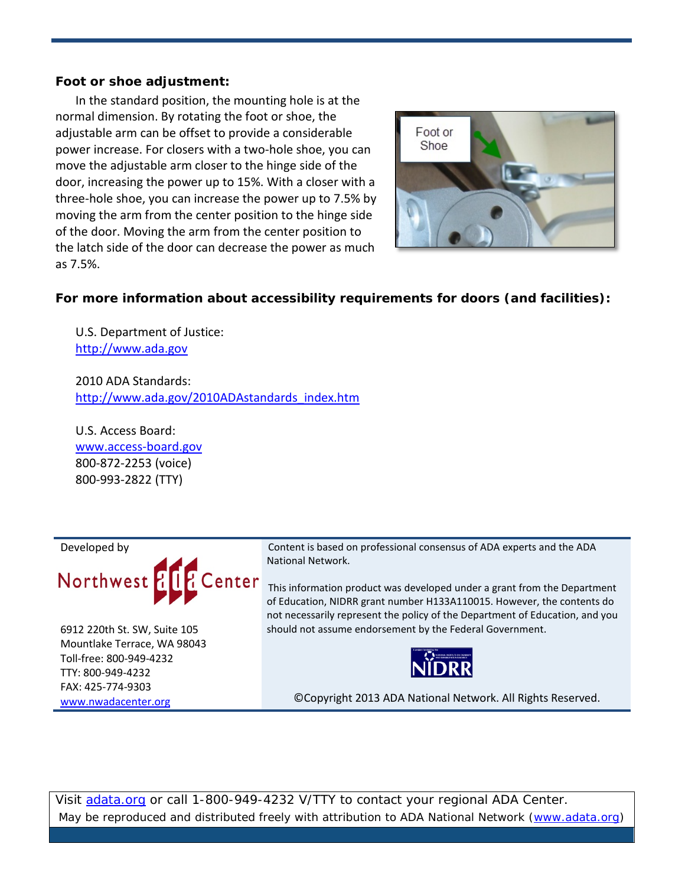**Foot or shoe adjustment:**

In the standard position, the mounting hole is at the normal dimension. By rotating the foot or shoe, the adjustable arm can be offset to provide a considerable power increase. For closers with a two-hole shoe, you can move the adjustable arm closer to the hinge side of the door, increasing the power up to 15%. With a closer with a three-hole shoe, you can increase the power up to 7.5% by moving the arm from the center position to the hinge side of the door. Moving the arm from the center position to the latch side of the door can decrease the power as much as 7.5%.

Foot or Shoe

**For more information about accessibility requirements for doors (and facilities):**

U.S. Department of Justice:
http://www.ada.gov

2010 ADA Standards:
http://www.ada.gov/2010ADAstandards_index.htm

U.S. Access Board:
www.access-board.gov
800-872-2253 (voice)
800-993-2822 (TTY)

Developed by

Northwest ADA Center

6912 220th St. SW, Suite 105
Mountlake Terrace, WA 98043
Toll-free: 800-949-4232
TTY: 800-949-4232
FAX: 425-774-9303
www.nwadacenter.org

Content is based on professional consensus of ADA experts and the ADA National Network.

This information product was developed under a grant from the Department of Education, NIDRR grant number H133A110015. However, the contents do not necessarily represent the policy of the Department of Education, and you should not assume endorsement by the Federal Government.

NIDRR

©Copyright 2013 ADA National Network. All Rights Reserved.

Visit adata.org or call 1-800-949-4232 V/TTY to contact your regional ADA Center.
May be reproduced and distributed freely with attribution to ADA National Network (www.adata.org)